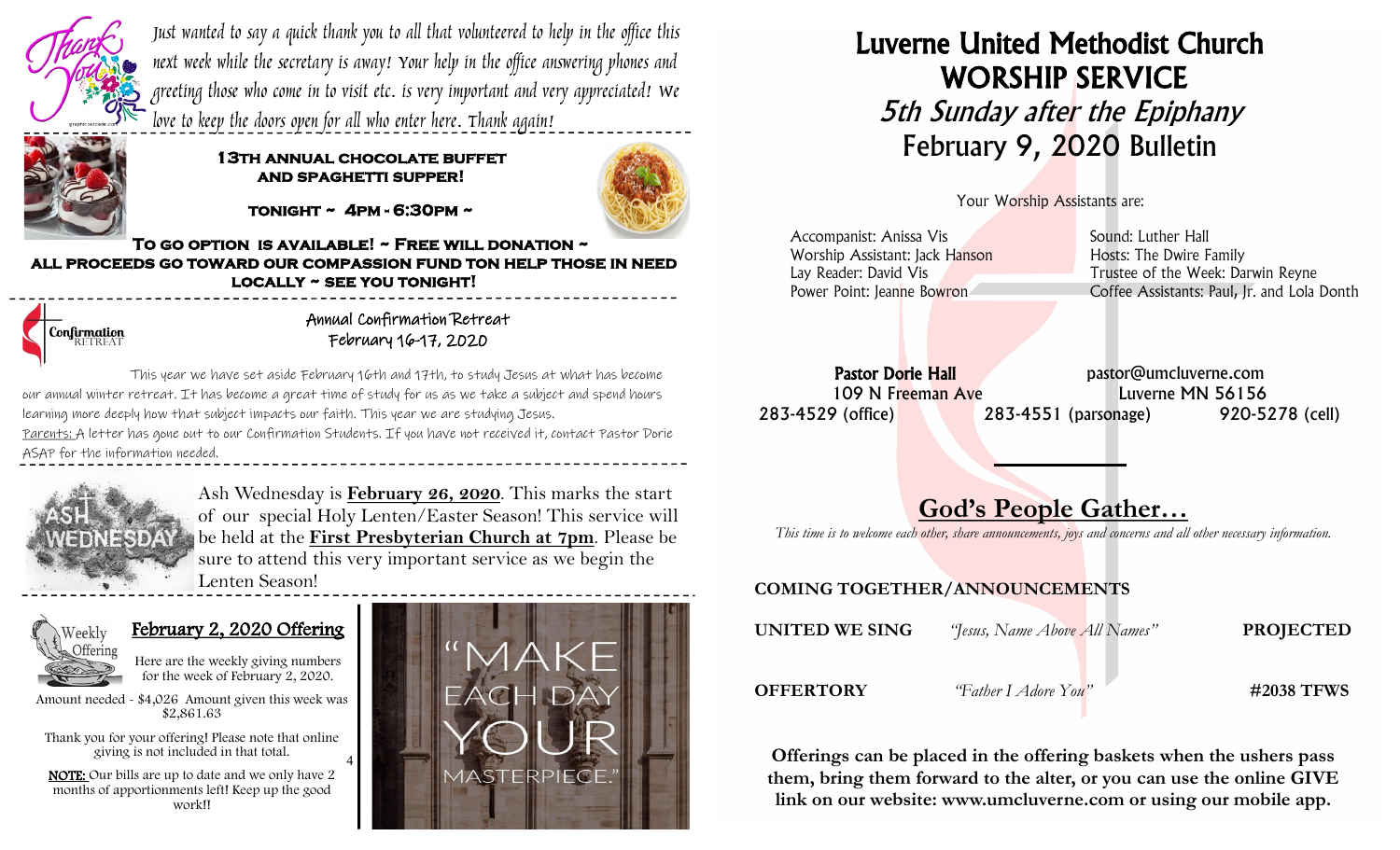Thank You

Just wanted to say a quick thank you to all that volunteered to help in the office this next week while the secretary is away! Your help in the office answering phones and greeting those who come in to visit etc. is very important and very appreciated! We love to keep the doors open for all who enter here. Thank again!

**13TH ANNUAL CHOCOLATE BUFFET AND SPAGHETTI SUPPER!**

**TONIGHT ~ 4PM - 6:30PM ~**

**TO GO OPTION IS AVAILABLE! ~ FREE WILL DONATION ~ ALL PROCEEDS GO TOWARD OUR COMPASSION FUND TON HELP THOSE IN NEED LOCALLY ~ SEE YOU TONIGHT!**

Confirmation RETREAT

**Annual Confirmation Retreat**
**February 16-17, 2020**

This year we have set aside February 16th and 17th, to study Jesus at what has become our annual winter retreat. It has become a great time of study for us as we take a subject and spend hours learning more deeply how that subject impacts our faith. This year we are studying Jesus.
Parents: A letter has gone out to our Confirmation Students. If you have not received it, contact Pastor Dorie ASAP for the information needed.

ASH WEDNESDAY

Ash Wednesday is **February 26, 2020**. This marks the start of our special Holy Lenten/Easter Season! This service will be held at the **First Presbyterian Church at 7pm**. Please be sure to attend this very important service as we begin the Lenten Season!

Weekly Offering

## February 2, 2020 Offering

Here are the weekly giving numbers for the week of February 2, 2020.

Amount needed - $4,026 Amount given this week was $2,861.63

Thank you for your offering! Please note that online giving is not included in that total.

**NOTE:** Our bills are up to date and we only have 2 months of apportionments left! Keep up the good work!!

"MAKE EACH DAY YOUR MASTERPIECE."

# Luverne United Methodist Church
# WORSHIP SERVICE
## *5th Sunday after the Epiphany*
## February 9, 2020 Bulletin

Your Worship Assistants are:

Accompanist: Anissa Vis
Worship Assistant: Jack Hanson
Lay Reader: David Vis
Power Point: Jeanne Bowron
Sound: Luther Hall
Hosts: The Dwire Family
Trustee of the Week: Darwin Reyne
Coffee Assistants: Paul, Jr. and Lola Donth

**Pastor Dorie Hall**
pastor@umcluverne.com
109 N Freeman Ave
Luverne MN 56156
283-4529 (office) 283-4551 (parsonage) 920-5278 (cell)

## God's People Gather…

*This time is to welcome each other, share announcements, joys and concerns and all other necessary information.*

**COMING TOGETHER/ANNOUNCEMENTS**

**UNITED WE SING** *"Jesus, Name Above All Names"* **PROJECTED**

**OFFERTORY** *"Father I Adore You"* **#2038 TFWS**

**Offerings can be placed in the offering baskets when the ushers pass them, bring them forward to the alter, or you can use the online GIVE link on our website: www.umcluverne.com or using our mobile app.**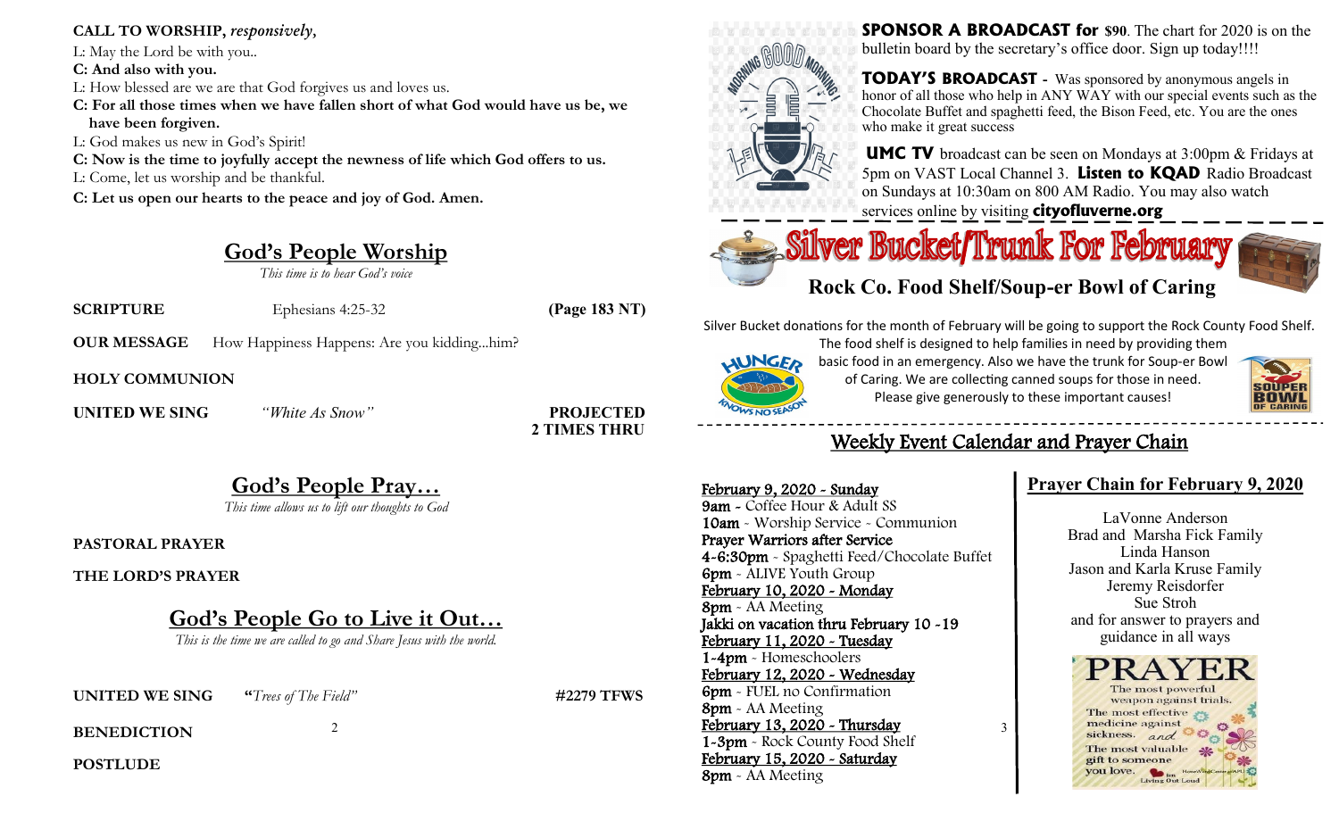**CALL TO WORSHIP,** ***responsively,***

L: May the Lord be with you..

**C: And also with you.**

L: How blessed are we are that God forgives us and loves us.

**C: For all those times when we have fallen short of what God would have us be, we have been forgiven.**

L: God makes us new in God's Spirit!

**C: Now is the time to joyfully accept the newness of life which God offers to us.**

L: Come, let us worship and be thankful.

**C: Let us open our hearts to the peace and joy of God. Amen.**

## God's People Worship

*This time is to hear God's voice*

**SCRIPTURE** Ephesians 4:25-32 **(Page 183 NT)**

**OUR MESSAGE** How Happiness Happens: Are you kidding...him?

**HOLY COMMUNION**

**UNITED WE SING** *"White As Snow"* **PROJECTED 2 TIMES THRU**

## God's People Pray…

*This time allows us to lift our thoughts to God*

**PASTORAL PRAYER**

**THE LORD'S PRAYER**

## God's People Go to Live it Out…

*This is the time we are called to go and Share Jesus with the world.*

**UNITED WE SING** **"***Trees of The Field"* **#2279 TFWS**

**BENEDICTION**

**POSTLUDE**

**SPONSOR A BROADCAST for $90**. The chart for 2020 is on the bulletin board by the secretary's office door. Sign up today!!!!

**TODAY'S BROADCAST** - Was sponsored by anonymous angels in honor of all those who help in ANY WAY with our special events such as the Chocolate Buffet and spaghetti feed, the Bison Feed, etc. You are the ones who make it great success

**UMC TV** broadcast can be seen on Mondays at 3:00pm & Fridays at 5pm on VAST Local Channel 3. **Listen to KQAD** Radio Broadcast on Sundays at 10:30am on 800 AM Radio. You may also watch services online by visiting **cityofluverne.org**

## Silver Bucket/Trunk For February

### Rock Co. Food Shelf/Soup-er Bowl of Caring

Silver Bucket donations for the month of February will be going to support the Rock County Food Shelf. The food shelf is designed to help families in need by providing them basic food in an emergency. Also we have the trunk for Soup-er Bowl of Caring. We are collecting canned soups for those in need. Please give generously to these important causes!

## Weekly Event Calendar and Prayer Chain

**February 9, 2020 - Sunday**
**9am** - Coffee Hour & Adult SS
**10am** - Worship Service - Communion
**Prayer Warriors after Service**
**4-6:30pm** - Spaghetti Feed/Chocolate Buffet
**6pm** - ALIVE Youth Group

**February 10, 2020 - Monday**
**8pm** - AA Meeting
**Jakki on vacation thru February 10 -19**

**February 11, 2020 - Tuesday**
**1-4pm** - Homeschoolers

**February 12, 2020 - Wednesday**
**6pm** - FUEL no Confirmation
**8pm** - AA Meeting

**February 13, 2020 - Thursday**
**1-3pm** - Rock County Food Shelf

**February 15, 2020 - Saturday**
**8pm** - AA Meeting

### Prayer Chain for February 9, 2020

LaVonne Anderson
Brad and Marsha Fick Family
Linda Hanson
Jason and Karla Kruse Family
Jeremy Reisdorfer
Sue Stroh
and for answer to prayers and guidance in all ways